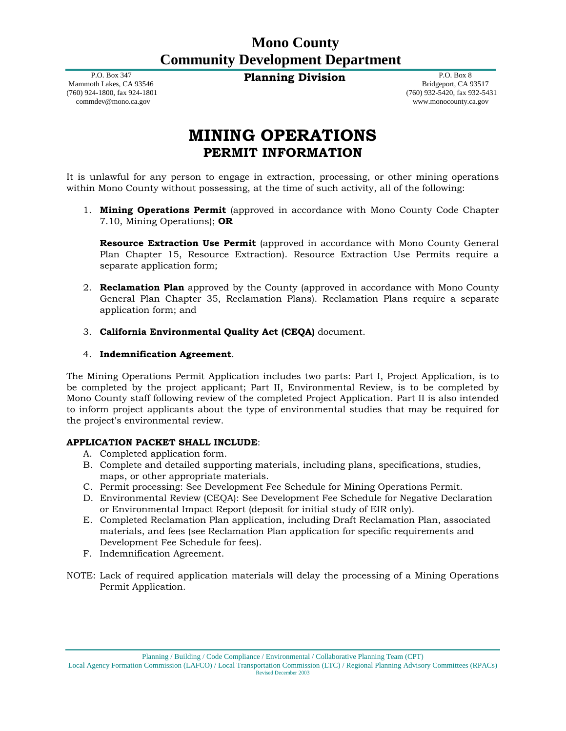# Mono County
# Community Development Department

P.O. Box 347
Mammoth Lakes, CA 93546
(760) 924-1800, fax 924-1801
commdev@mono.ca.gov

**Planning Division**

P.O. Box 8
Bridgeport, CA 93517
(760) 932-5420, fax 932-5431
www.monocounty.ca.gov

# MINING OPERATIONS
## PERMIT INFORMATION

It is unlawful for any person to engage in extraction, processing, or other mining operations within Mono County without possessing, at the time of such activity, all of the following:

1. **Mining Operations Permit** (approved in accordance with Mono County Code Chapter 7.10, Mining Operations); **OR**

   **Resource Extraction Use Permit** (approved in accordance with Mono County General Plan Chapter 15, Resource Extraction). Resource Extraction Use Permits require a separate application form;

2. **Reclamation Plan** approved by the County (approved in accordance with Mono County General Plan Chapter 35, Reclamation Plans). Reclamation Plans require a separate application form; and

3. **California Environmental Quality Act (CEQA)** document.

4. **Indemnification Agreement**.

The Mining Operations Permit Application includes two parts: Part I, Project Application, is to be completed by the project applicant; Part II, Environmental Review, is to be completed by Mono County staff following review of the completed Project Application. Part II is also intended to inform project applicants about the type of environmental studies that may be required for the project's environmental review.

**APPLICATION PACKET SHALL INCLUDE**:

A. Completed application form.
B. Complete and detailed supporting materials, including plans, specifications, studies, maps, or other appropriate materials.
C. Permit processing: See Development Fee Schedule for Mining Operations Permit.
D. Environmental Review (CEQA): See Development Fee Schedule for Negative Declaration or Environmental Impact Report (deposit for initial study of EIR only).
E. Completed Reclamation Plan application, including Draft Reclamation Plan, associated materials, and fees (see Reclamation Plan application for specific requirements and Development Fee Schedule for fees).
F. Indemnification Agreement.

NOTE: Lack of required application materials will delay the processing of a Mining Operations Permit Application.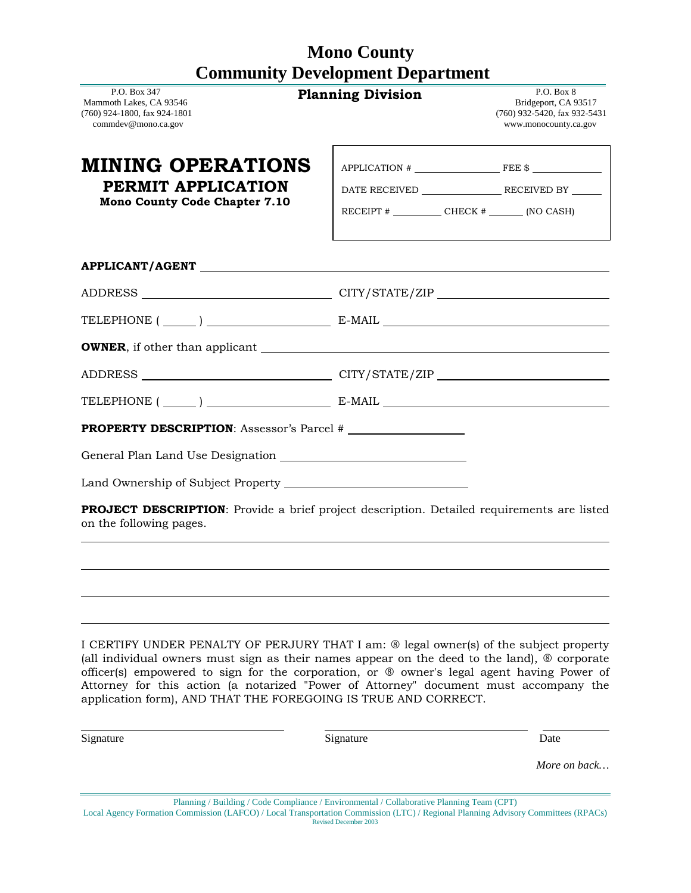# Mono County
# Community Development Department

P.O. Box 347
Mammoth Lakes, CA 93546
(760) 924-1800, fax 924-1801
commdev@mono.ca.gov

**Planning Division**

P.O. Box 8
Bridgeport, CA 93517
(760) 932-5420, fax 932-5431
www.monocounty.ca.gov

## MINING OPERATIONS
### PERMIT APPLICATION
**Mono County Code Chapter 7.10**

APPLICATION # ______________ FEE $ ____________

DATE RECEIVED ______________ RECEIVED BY _____

RECEIPT # _________ CHECK # _______ (NO CASH)

**APPLICANT/AGENT** ____________________________________________

ADDRESS ____________________________ CITY/STATE/ZIP ____________________________

TELEPHONE ( _____ ) __________________ E-MAIL ____________________________________

**OWNER**, if other than applicant ____________________________________________

ADDRESS ____________________________ CITY/STATE/ZIP ____________________________

TELEPHONE ( _____ ) __________________ E-MAIL ____________________________________

**PROPERTY DESCRIPTION**: Assessor's Parcel # __________________

General Plan Land Use Designation ____________________________

Land Ownership of Subject Property ____________________________

**PROJECT DESCRIPTION**: Provide a brief project description. Detailed requirements are listed on the following pages.

______________________________________________________________________________

______________________________________________________________________________

______________________________________________________________________________

______________________________________________________________________________

I CERTIFY UNDER PENALTY OF PERJURY THAT I am: ® legal owner(s) of the subject property (all individual owners must sign as their names appear on the deed to the land), ® corporate officer(s) empowered to sign for the corporation, or ® owner's legal agent having Power of Attorney for this action (a notarized "Power of Attorney" document must accompany the application form), AND THAT THE FOREGOING IS TRUE AND CORRECT.

______________________________ ______________________________ ____________
Signature Signature Date

*More on back…*

Planning / Building / Code Compliance / Environmental / Collaborative Planning Team (CPT)
Local Agency Formation Commission (LAFCO) / Local Transportation Commission (LTC) / Regional Planning Advisory Committees (RPACs)
Revised December 2003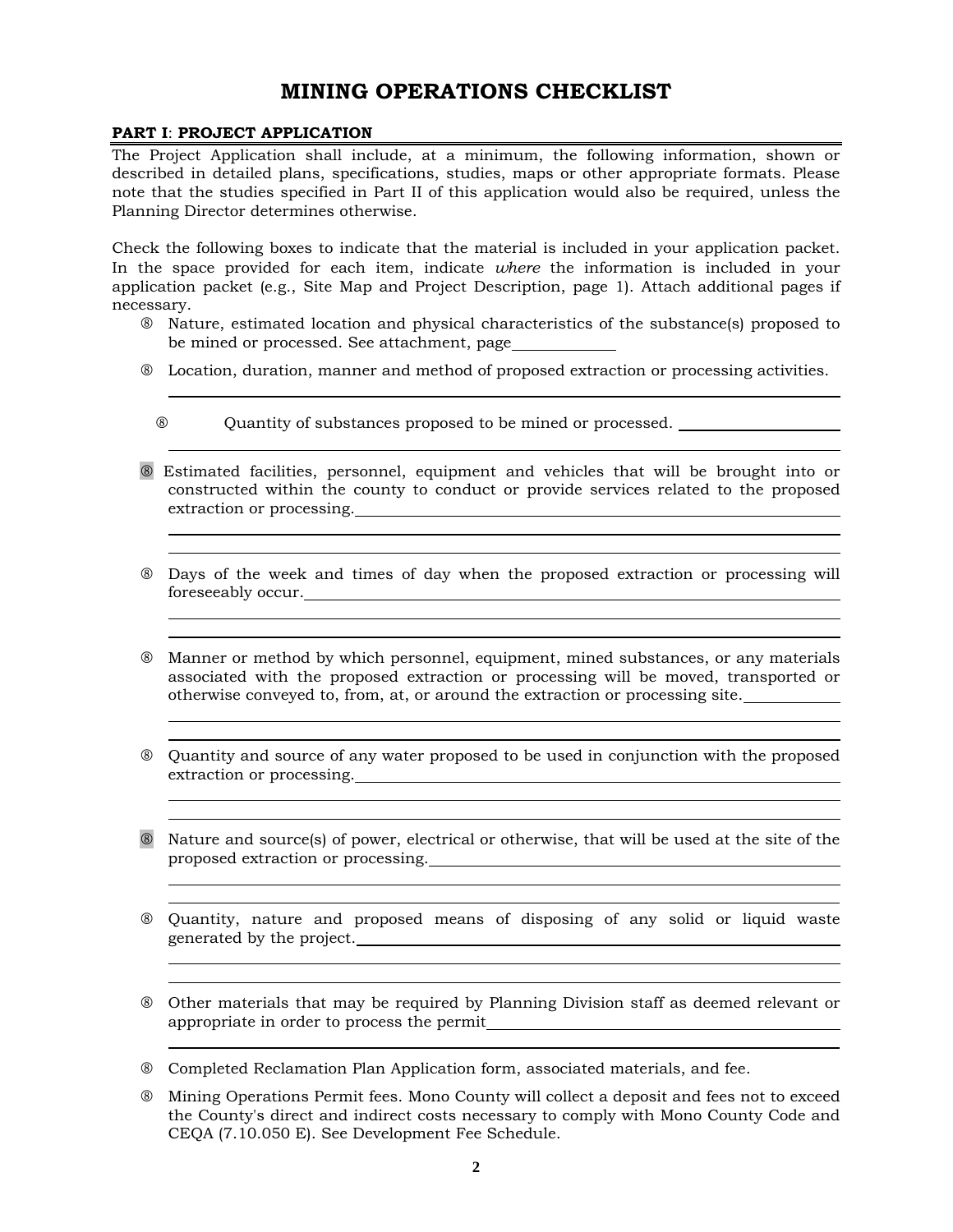# MINING OPERATIONS CHECKLIST

**PART I**: **PROJECT APPLICATION**

The Project Application shall include, at a minimum, the following information, shown or described in detailed plans, specifications, studies, maps or other appropriate formats. Please note that the studies specified in Part II of this application would also be required, unless the Planning Director determines otherwise.

Check the following boxes to indicate that the material is included in your application packet. In the space provided for each item, indicate *where* the information is included in your application packet (e.g., Site Map and Project Description, page 1). Attach additional pages if necessary.

- ® Nature, estimated location and physical characteristics of the substance(s) proposed to be mined or processed. See attachment, page\_\_\_\_\_\_\_\_\_\_
- ® Location, duration, manner and method of proposed extraction or processing activities. \_\_\_\_\_\_\_\_\_\_
- ® Quantity of substances proposed to be mined or processed. \_\_\_\_\_\_\_\_\_\_
- ® Estimated facilities, personnel, equipment and vehicles that will be brought into or constructed within the county to conduct or provide services related to the proposed extraction or processing. \_\_\_\_\_\_\_\_\_\_
- ® Days of the week and times of day when the proposed extraction or processing will foreseeably occur. \_\_\_\_\_\_\_\_\_\_
- ® Manner or method by which personnel, equipment, mined substances, or any materials associated with the proposed extraction or processing will be moved, transported or otherwise conveyed to, from, at, or around the extraction or processing site. \_\_\_\_\_\_\_\_\_\_
- ® Quantity and source of any water proposed to be used in conjunction with the proposed extraction or processing. \_\_\_\_\_\_\_\_\_\_
- ® Nature and source(s) of power, electrical or otherwise, that will be used at the site of the proposed extraction or processing. \_\_\_\_\_\_\_\_\_\_
- ® Quantity, nature and proposed means of disposing of any solid or liquid waste generated by the project. \_\_\_\_\_\_\_\_\_\_
- ® Other materials that may be required by Planning Division staff as deemed relevant or appropriate in order to process the permit \_\_\_\_\_\_\_\_\_\_
- ® Completed Reclamation Plan Application form, associated materials, and fee.
- ® Mining Operations Permit fees. Mono County will collect a deposit and fees not to exceed the County's direct and indirect costs necessary to comply with Mono County Code and CEQA (7.10.050 E). See Development Fee Schedule.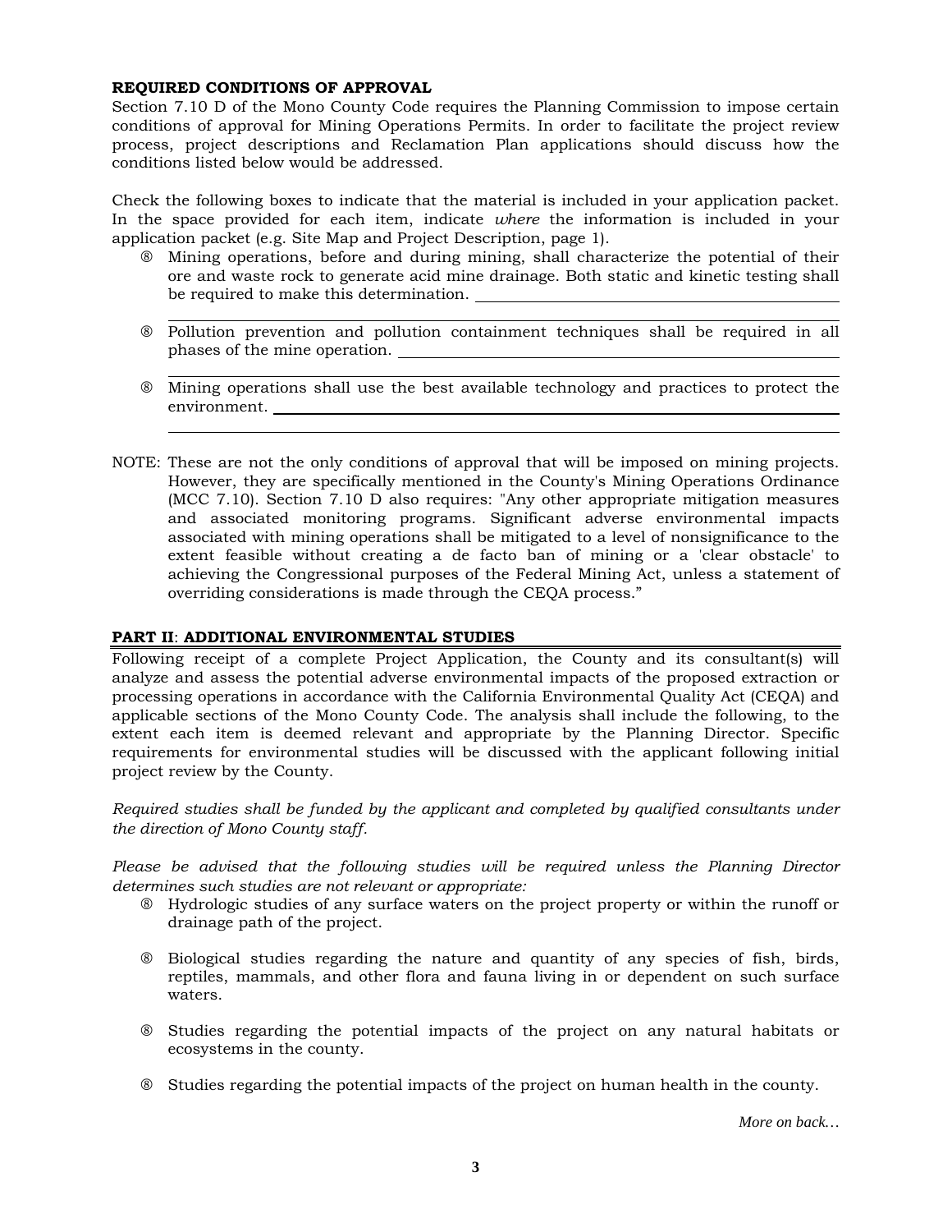**REQUIRED CONDITIONS OF APPROVAL**

Section 7.10 D of the Mono County Code requires the Planning Commission to impose certain conditions of approval for Mining Operations Permits. In order to facilitate the project review process, project descriptions and Reclamation Plan applications should discuss how the conditions listed below would be addressed.

Check the following boxes to indicate that the material is included in your application packet. In the space provided for each item, indicate *where* the information is included in your application packet (e.g. Site Map and Project Description, page 1).

- ® Mining operations, before and during mining, shall characterize the potential of their ore and waste rock to generate acid mine drainage. Both static and kinetic testing shall be required to make this determination. ______________________________

  ______________________________
- ® Pollution prevention and pollution containment techniques shall be required in all phases of the mine operation. ______________________________

  ______________________________
- ® Mining operations shall use the best available technology and practices to protect the environment. ______________________________

  ______________________________

NOTE: These are not the only conditions of approval that will be imposed on mining projects. However, they are specifically mentioned in the County's Mining Operations Ordinance (MCC 7.10). Section 7.10 D also requires: "Any other appropriate mitigation measures and associated monitoring programs. Significant adverse environmental impacts associated with mining operations shall be mitigated to a level of nonsignificance to the extent feasible without creating a de facto ban of mining or a 'clear obstacle' to achieving the Congressional purposes of the Federal Mining Act, unless a statement of overriding considerations is made through the CEQA process."

## PART II: ADDITIONAL ENVIRONMENTAL STUDIES

Following receipt of a complete Project Application, the County and its consultant(s) will analyze and assess the potential adverse environmental impacts of the proposed extraction or processing operations in accordance with the California Environmental Quality Act (CEQA) and applicable sections of the Mono County Code. The analysis shall include the following, to the extent each item is deemed relevant and appropriate by the Planning Director. Specific requirements for environmental studies will be discussed with the applicant following initial project review by the County.

*Required studies shall be funded by the applicant and completed by qualified consultants under the direction of Mono County staff.*

*Please be advised that the following studies will be required unless the Planning Director determines such studies are not relevant or appropriate:*

- ® Hydrologic studies of any surface waters on the project property or within the runoff or drainage path of the project.
- ® Biological studies regarding the nature and quantity of any species of fish, birds, reptiles, mammals, and other flora and fauna living in or dependent on such surface waters.
- ® Studies regarding the potential impacts of the project on any natural habitats or ecosystems in the county.
- ® Studies regarding the potential impacts of the project on human health in the county.

*More on back…*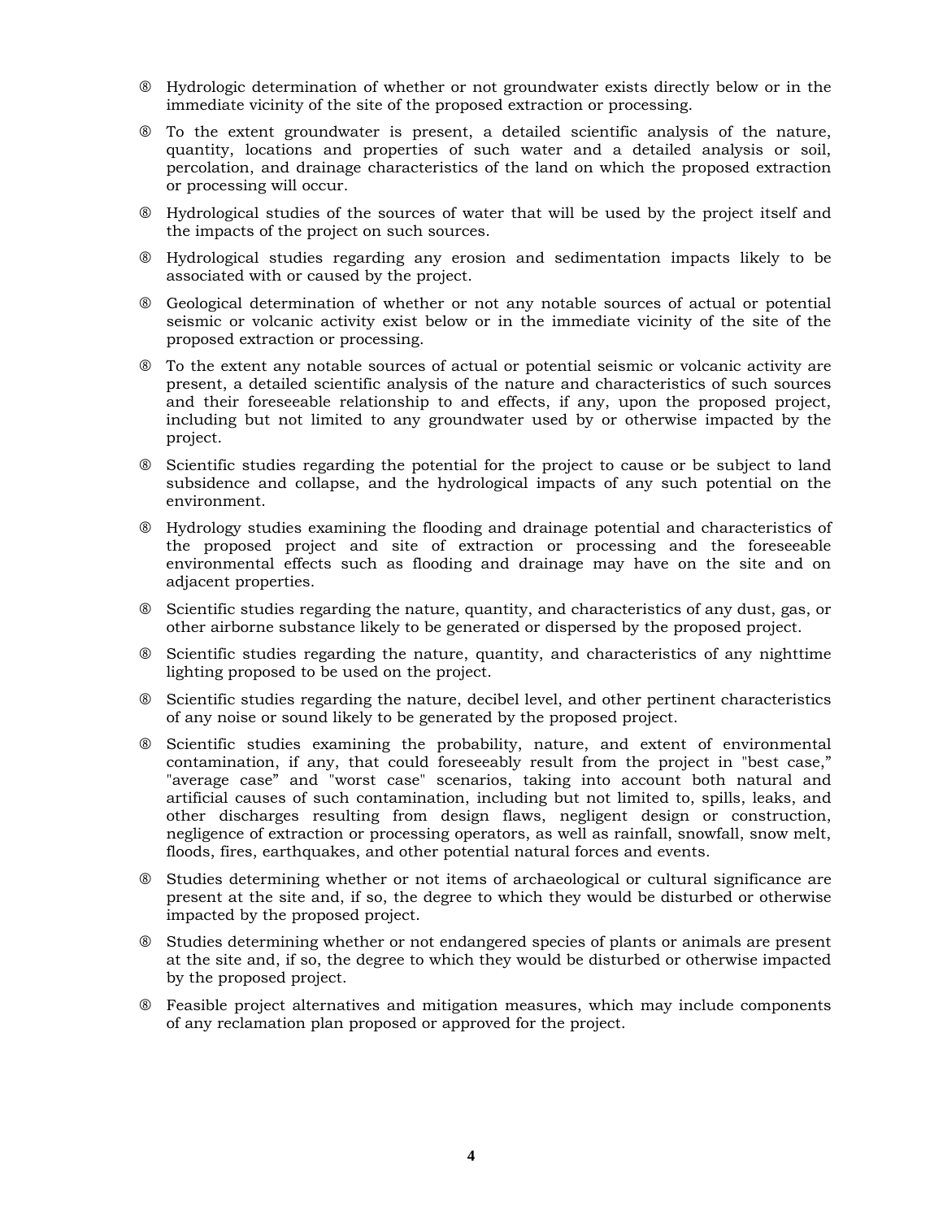- Hydrologic determination of whether or not groundwater exists directly below or in the immediate vicinity of the site of the proposed extraction or processing.
- To the extent groundwater is present, a detailed scientific analysis of the nature, quantity, locations and properties of such water and a detailed analysis or soil, percolation, and drainage characteristics of the land on which the proposed extraction or processing will occur.
- Hydrological studies of the sources of water that will be used by the project itself and the impacts of the project on such sources.
- Hydrological studies regarding any erosion and sedimentation impacts likely to be associated with or caused by the project.
- Geological determination of whether or not any notable sources of actual or potential seismic or volcanic activity exist below or in the immediate vicinity of the site of the proposed extraction or processing.
- To the extent any notable sources of actual or potential seismic or volcanic activity are present, a detailed scientific analysis of the nature and characteristics of such sources and their foreseeable relationship to and effects, if any, upon the proposed project, including but not limited to any groundwater used by or otherwise impacted by the project.
- Scientific studies regarding the potential for the project to cause or be subject to land subsidence and collapse, and the hydrological impacts of any such potential on the environment.
- Hydrology studies examining the flooding and drainage potential and characteristics of the proposed project and site of extraction or processing and the foreseeable environmental effects such as flooding and drainage may have on the site and on adjacent properties.
- Scientific studies regarding the nature, quantity, and characteristics of any dust, gas, or other airborne substance likely to be generated or dispersed by the proposed project.
- Scientific studies regarding the nature, quantity, and characteristics of any nighttime lighting proposed to be used on the project.
- Scientific studies regarding the nature, decibel level, and other pertinent characteristics of any noise or sound likely to be generated by the proposed project.
- Scientific studies examining the probability, nature, and extent of environmental contamination, if any, that could foreseeably result from the project in "best case," "average case" and "worst case" scenarios, taking into account both natural and artificial causes of such contamination, including but not limited to, spills, leaks, and other discharges resulting from design flaws, negligent design or construction, negligence of extraction or processing operators, as well as rainfall, snowfall, snow melt, floods, fires, earthquakes, and other potential natural forces and events.
- Studies determining whether or not items of archaeological or cultural significance are present at the site and, if so, the degree to which they would be disturbed or otherwise impacted by the proposed project.
- Studies determining whether or not endangered species of plants or animals are present at the site and, if so, the degree to which they would be disturbed or otherwise impacted by the proposed project.
- Feasible project alternatives and mitigation measures, which may include components of any reclamation plan proposed or approved for the project.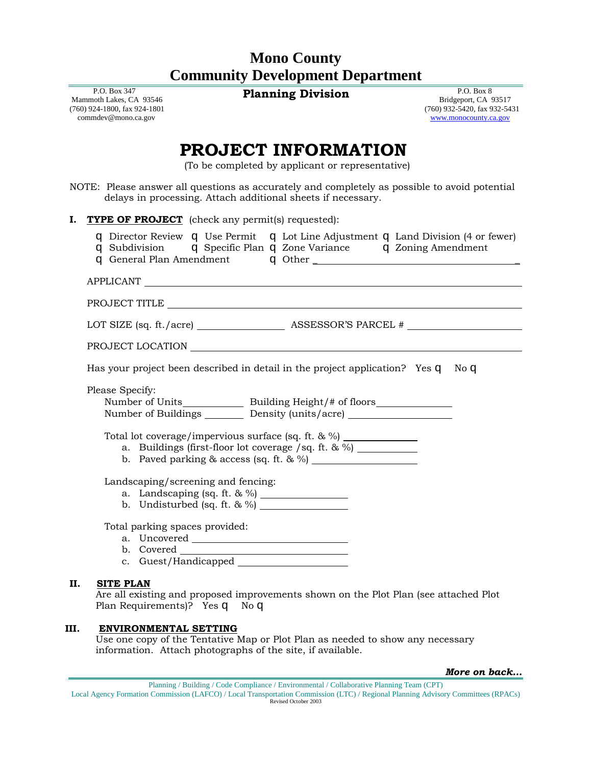# Mono County
# Community Development Department

P.O. Box 347
Mammoth Lakes, CA 93546
(760) 924-1800, fax 924-1801
commdev@mono.ca.gov

**Planning Division**

P.O. Box 8
Bridgeport, CA 93517
(760) 932-5420, fax 932-5431
www.monocounty.ca.gov

# PROJECT INFORMATION

(To be completed by applicant or representative)

NOTE: Please answer all questions as accurately and completely as possible to avoid potential delays in processing. Attach additional sheets if necessary.

## I. TYPE OF PROJECT (check any permit(s) requested):

q Director Review q Use Permit q Lot Line Adjustment q Land Division (4 or fewer)
q Subdivision q Specific Plan q Zone Variance q Zoning Amendment
q General Plan Amendment q Other ______________________________

APPLICANT ______________________________

PROJECT TITLE ______________________________

LOT SIZE (sq. ft./acre) ______________ ASSESSOR'S PARCEL # ______________

PROJECT LOCATION ______________________________

Has your project been described in detail in the project application? Yes q No q

Please Specify:

Number of Units__________ Building Height/# of floors____________
Number of Buildings ______ Density (units/acre) ______________

Total lot coverage/impervious surface (sq. ft. & %) ____________

a. Buildings (first-floor lot coverage /sq. ft. & %) __________
b. Paved parking & access (sq. ft. & %) ______________

Landscaping/screening and fencing:

a. Landscaping (sq. ft. & %) ______________
b. Undisturbed (sq. ft. & %) ______________

Total parking spaces provided:

a. Uncovered ______________
b. Covered ______________
c. Guest/Handicapped ______________

## II. SITE PLAN

Are all existing and proposed improvements shown on the Plot Plan (see attached Plot Plan Requirements)? Yes q No q

## III. ENVIRONMENTAL SETTING

Use one copy of the Tentative Map or Plot Plan as needed to show any necessary information. Attach photographs of the site, if available.

***More on back…***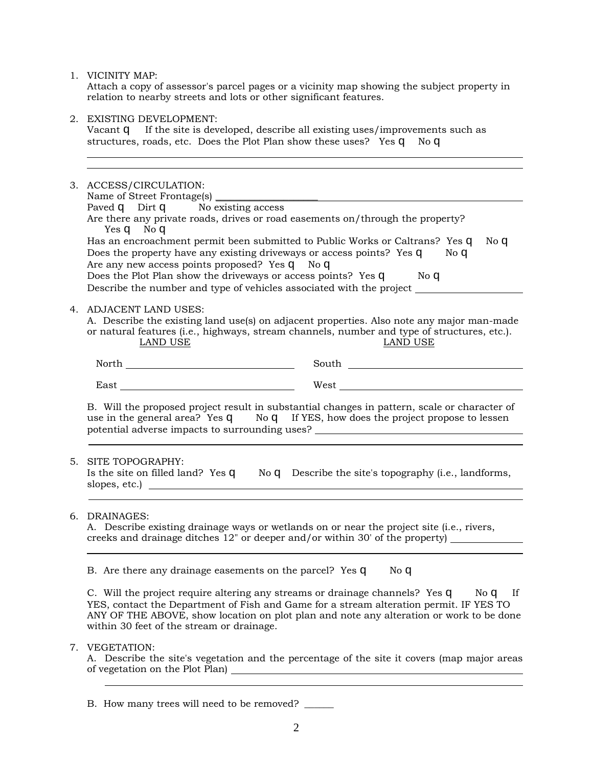1. VICINITY MAP:
   Attach a copy of assessor's parcel pages or a vicinity map showing the subject property in relation to nearby streets and lots or other significant features.

2. EXISTING DEVELOPMENT:
   Vacant q If the site is developed, describe all existing uses/improvements such as structures, roads, etc. Does the Plot Plan show these uses? Yes q No q

   ______________________________________________________________________
   ______________________________________________________________________

3. ACCESS/CIRCULATION:
   Name of Street Frontage(s) ______________________________________________
   Paved q Dirt q No existing access
   Are there any private roads, drives or road easements on/through the property?
   Yes q No q
   Has an encroachment permit been submitted to Public Works or Caltrans? Yes q No q
   Does the property have any existing driveways or access points? Yes q No q
   Are any new access points proposed? Yes q No q
   Does the Plot Plan show the driveways or access points? Yes q No q
   Describe the number and type of vehicles associated with the project ______________

4. ADJACENT LAND USES:
   A. Describe the existing land use(s) on adjacent properties. Also note any major man-made or natural features (i.e., highways, stream channels, number and type of structures, etc.).

   | LAND USE | LAND USE |
   |---|---|
   | North ______________________ | South ______________________ |
   | East ______________________ | West ______________________ |

   B. Will the proposed project result in substantial changes in pattern, scale or character of use in the general area? Yes q No q If YES, how does the project propose to lessen potential adverse impacts to surrounding uses? ______________________
   ______________________________________________________________________

5. SITE TOPOGRAPHY:
   Is the site on filled land? Yes q No q Describe the site's topography (i.e., landforms, slopes, etc.) ______________________________________________
   ______________________________________________________________________

6. DRAINAGES:
   A. Describe existing drainage ways or wetlands on or near the project site (i.e., rivers, creeks and drainage ditches 12" or deeper and/or within 30' of the property) __________
   ______________________________________________________________________

   B. Are there any drainage easements on the parcel? Yes q No q

   C. Will the project require altering any streams or drainage channels? Yes q No q If YES, contact the Department of Fish and Game for a stream alteration permit. IF YES TO ANY OF THE ABOVE, show location on plot plan and note any alteration or work to be done within 30 feet of the stream or drainage.

7. VEGETATION:
   A. Describe the site's vegetation and the percentage of the site it covers (map major areas of vegetation on the Plot Plan) ______________________________________________
   ______________________________________________________________________

   B. How many trees will need to be removed? ______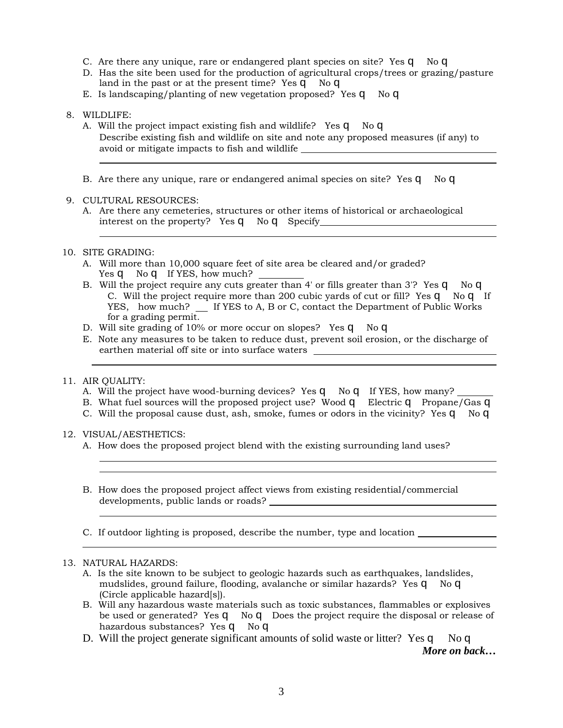C. Are there any unique, rare or endangered plant species on site? Yes q No q

D. Has the site been used for the production of agricultural crops/trees or grazing/pasture land in the past or at the present time? Yes q No q

E. Is landscaping/planting of new vegetation proposed? Yes q No q

8. WILDLIFE:

A. Will the project impact existing fish and wildlife? Yes q No q
Describe existing fish and wildlife on site and note any proposed measures (if any) to avoid or mitigate impacts to fish and wildlife ______________________________

______________________________________________________________

B. Are there any unique, rare or endangered animal species on site? Yes q No q

9. CULTURAL RESOURCES:

A. Are there any cemeteries, structures or other items of historical or archaeological interest on the property? Yes q No q Specify______________________________

______________________________________________________________

10. SITE GRADING:

A. Will more than 10,000 square feet of site area be cleared and/or graded?
Yes q No q If YES, how much? __________

B. Will the project require any cuts greater than 4' or fills greater than 3'? Yes q No q

C. Will the project require more than 200 cubic yards of cut or fill? Yes q No q If YES, how much? ___ If YES to A, B or C, contact the Department of Public Works for a grading permit.

D. Will site grading of 10% or more occur on slopes? Yes q No q

E. Note any measures to be taken to reduce dust, prevent soil erosion, or the discharge of earthen material off site or into surface waters ______________________________

______________________________________________________________

11. AIR QUALITY:

A. Will the project have wood-burning devices? Yes q No q If YES, how many? ________

B. What fuel sources will the proposed project use? Wood q Electric q Propane/Gas q

C. Will the proposal cause dust, ash, smoke, fumes or odors in the vicinity? Yes q No q

12. VISUAL/AESTHETICS:

A. How does the proposed project blend with the existing surrounding land uses?

______________________________________________________________

______________________________________________________________

B. How does the proposed project affect views from existing residential/commercial developments, public lands or roads? ______________________________

______________________________________________________________

C. If outdoor lighting is proposed, describe the number, type and location ________________

______________________________________________________________

13. NATURAL HAZARDS:

A. Is the site known to be subject to geologic hazards such as earthquakes, landslides, mudslides, ground failure, flooding, avalanche or similar hazards? Yes q No q (Circle applicable hazard[s]).

B. Will any hazardous waste materials such as toxic substances, flammables or explosives be used or generated? Yes q No q Does the project require the disposal or release of hazardous substances? Yes q No q

D. Will the project generate significant amounts of solid waste or litter? Yes q No q

***More on back…***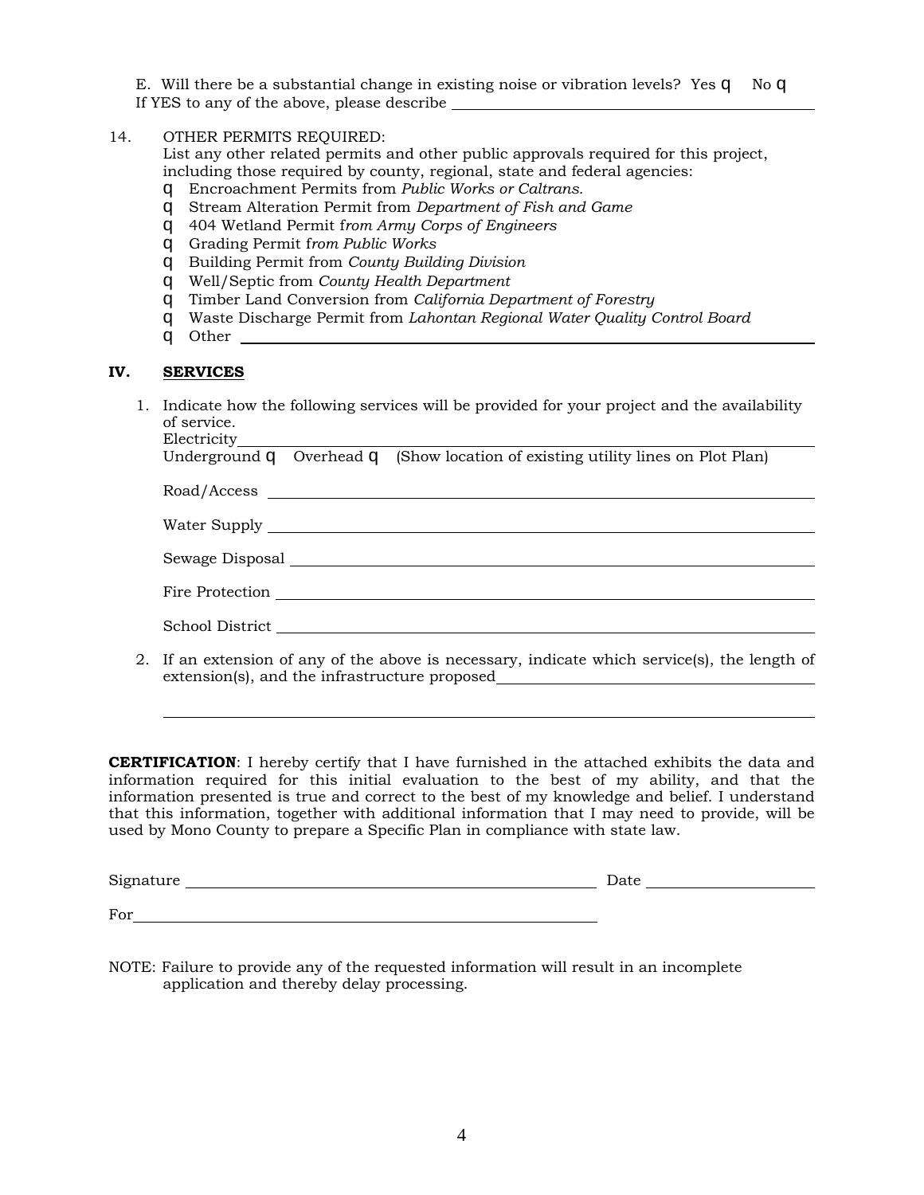E. Will there be a substantial change in existing noise or vibration levels? Yes q No q
If YES to any of the above, please describe ________________________________________

14. OTHER PERMITS REQUIRED:
List any other related permits and other public approvals required for this project, including those required by county, regional, state and federal agencies:
- q Encroachment Permits from *Public Works or Caltrans.*
- q Stream Alteration Permit from *Department of Fish and Game*
- q 404 Wetland Permit f*rom Army Corps of Engineers*
- q Grading Permit f*rom Public Works*
- q Building Permit from *County Building Division*
- q Well/Septic from *County Health Department*
- q Timber Land Conversion from *California Department of Forestry*
- q Waste Discharge Permit from *Lahontan Regional Water Quality Control Board*
- q Other ________________________________________

## IV. SERVICES

1. Indicate how the following services will be provided for your project and the availability of service.
Electricity ________________________________________
Underground q Overhead q (Show location of existing utility lines on Plot Plan)

   Road/Access ________________________________________

   Water Supply ________________________________________

   Sewage Disposal ________________________________________

   Fire Protection ________________________________________

   School District ________________________________________

2. If an extension of any of the above is necessary, indicate which service(s), the length of extension(s), and the infrastructure proposed ________________________________________

   ________________________________________

**CERTIFICATION**: I hereby certify that I have furnished in the attached exhibits the data and information required for this initial evaluation to the best of my ability, and that the information presented is true and correct to the best of my knowledge and belief. I understand that this information, together with additional information that I may need to provide, will be used by Mono County to prepare a Specific Plan in compliance with state law.

Signature ______________________________ Date ______________

For ______________________________

NOTE: Failure to provide any of the requested information will result in an incomplete application and thereby delay processing.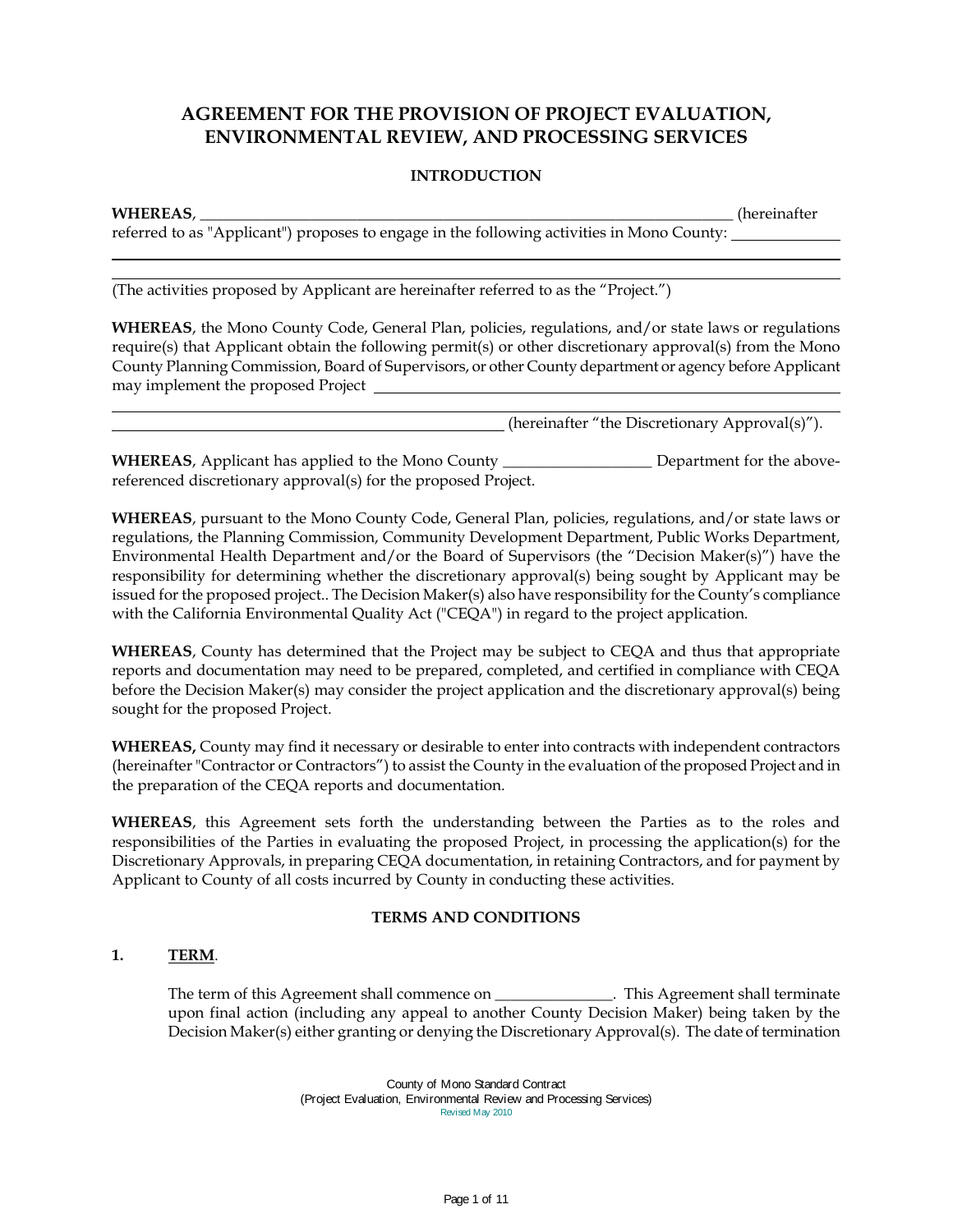# AGREEMENT FOR THE PROVISION OF PROJECT EVALUATION, ENVIRONMENTAL REVIEW, AND PROCESSING SERVICES

## INTRODUCTION

**WHEREAS**, ______________________________________________________________ (hereinafter referred to as "Applicant") proposes to engage in the following activities in Mono County: ____________

______________________________________________________________________________

______________________________________________________________________________

(The activities proposed by Applicant are hereinafter referred to as the "Project.")

**WHEREAS**, the Mono County Code, General Plan, policies, regulations, and/or state laws or regulations require(s) that Applicant obtain the following permit(s) or other discretionary approval(s) from the Mono County Planning Commission, Board of Supervisors, or other County department or agency before Applicant may implement the proposed Project ______________________________________________

______________________________________________________________________________

______________________________________________ (hereinafter "the Discretionary Approval(s)").

**WHEREAS**, Applicant has applied to the Mono County __________________ Department for the above-referenced discretionary approval(s) for the proposed Project.

**WHEREAS**, pursuant to the Mono County Code, General Plan, policies, regulations, and/or state laws or regulations, the Planning Commission, Community Development Department, Public Works Department, Environmental Health Department and/or the Board of Supervisors (the "Decision Maker(s)") have the responsibility for determining whether the discretionary approval(s) being sought by Applicant may be issued for the proposed project.. The Decision Maker(s) also have responsibility for the County's compliance with the California Environmental Quality Act ("CEQA") in regard to the project application.

**WHEREAS**, County has determined that the Project may be subject to CEQA and thus that appropriate reports and documentation may need to be prepared, completed, and certified in compliance with CEQA before the Decision Maker(s) may consider the project application and the discretionary approval(s) being sought for the proposed Project.

**WHEREAS,** County may find it necessary or desirable to enter into contracts with independent contractors (hereinafter "Contractor or Contractors") to assist the County in the evaluation of the proposed Project and in the preparation of the CEQA reports and documentation.

**WHEREAS**, this Agreement sets forth the understanding between the Parties as to the roles and responsibilities of the Parties in evaluating the proposed Project, in processing the application(s) for the Discretionary Approvals, in preparing CEQA documentation, in retaining Contractors, and for payment by Applicant to County of all costs incurred by County in conducting these activities.

## TERMS AND CONDITIONS

**1. <u>TERM</u>.**

The term of this Agreement shall commence on ______________. This Agreement shall terminate upon final action (including any appeal to another County Decision Maker) being taken by the Decision Maker(s) either granting or denying the Discretionary Approval(s). The date of termination

County of Mono Standard Contract
(Project Evaluation, Environmental Review and Processing Services)
Revised May 2010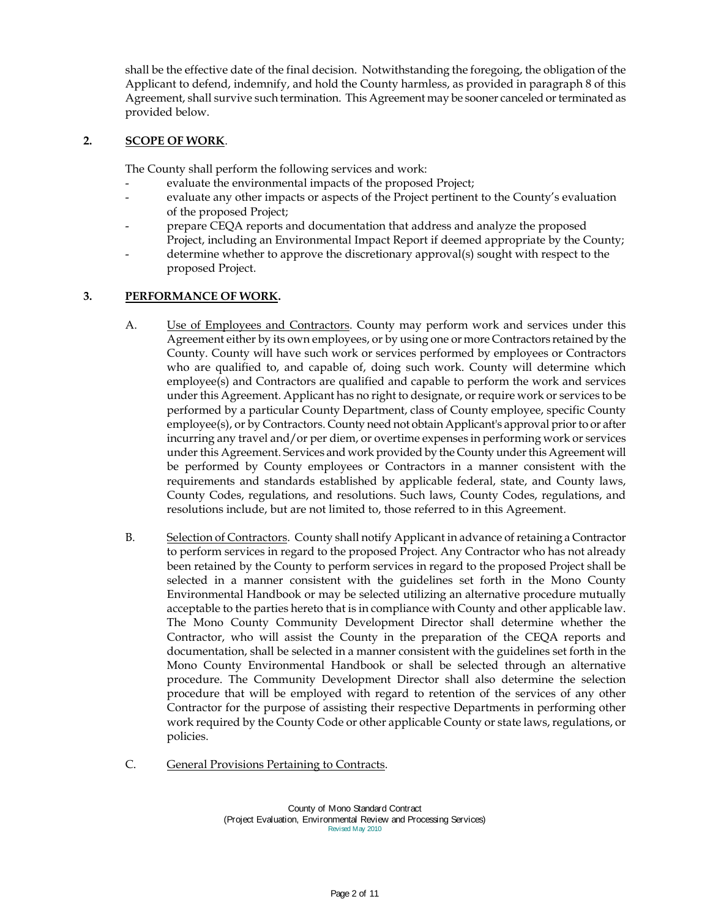shall be the effective date of the final decision. Notwithstanding the foregoing, the obligation of the Applicant to defend, indemnify, and hold the County harmless, as provided in paragraph 8 of this Agreement, shall survive such termination. This Agreement may be sooner canceled or terminated as provided below.

**2. SCOPE OF WORK.**

The County shall perform the following services and work:

- evaluate the environmental impacts of the proposed Project;
- evaluate any other impacts or aspects of the Project pertinent to the County's evaluation of the proposed Project;
- prepare CEQA reports and documentation that address and analyze the proposed Project, including an Environmental Impact Report if deemed appropriate by the County;
- determine whether to approve the discretionary approval(s) sought with respect to the proposed Project.

**3. PERFORMANCE OF WORK.**

A. Use of Employees and Contractors. County may perform work and services under this Agreement either by its own employees, or by using one or more Contractors retained by the County. County will have such work or services performed by employees or Contractors who are qualified to, and capable of, doing such work. County will determine which employee(s) and Contractors are qualified and capable to perform the work and services under this Agreement. Applicant has no right to designate, or require work or services to be performed by a particular County Department, class of County employee, specific County employee(s), or by Contractors. County need not obtain Applicant's approval prior to or after incurring any travel and/or per diem, or overtime expenses in performing work or services under this Agreement. Services and work provided by the County under this Agreement will be performed by County employees or Contractors in a manner consistent with the requirements and standards established by applicable federal, state, and County laws, County Codes, regulations, and resolutions. Such laws, County Codes, regulations, and resolutions include, but are not limited to, those referred to in this Agreement.

B. Selection of Contractors. County shall notify Applicant in advance of retaining a Contractor to perform services in regard to the proposed Project. Any Contractor who has not already been retained by the County to perform services in regard to the proposed Project shall be selected in a manner consistent with the guidelines set forth in the Mono County Environmental Handbook or may be selected utilizing an alternative procedure mutually acceptable to the parties hereto that is in compliance with County and other applicable law. The Mono County Community Development Director shall determine whether the Contractor, who will assist the County in the preparation of the CEQA reports and documentation, shall be selected in a manner consistent with the guidelines set forth in the Mono County Environmental Handbook or shall be selected through an alternative procedure. The Community Development Director shall also determine the selection procedure that will be employed with regard to retention of the services of any other Contractor for the purpose of assisting their respective Departments in performing other work required by the County Code or other applicable County or state laws, regulations, or policies.

C. General Provisions Pertaining to Contracts.

County of Mono Standard Contract
(Project Evaluation, Environmental Review and Processing Services)
Revised May 2010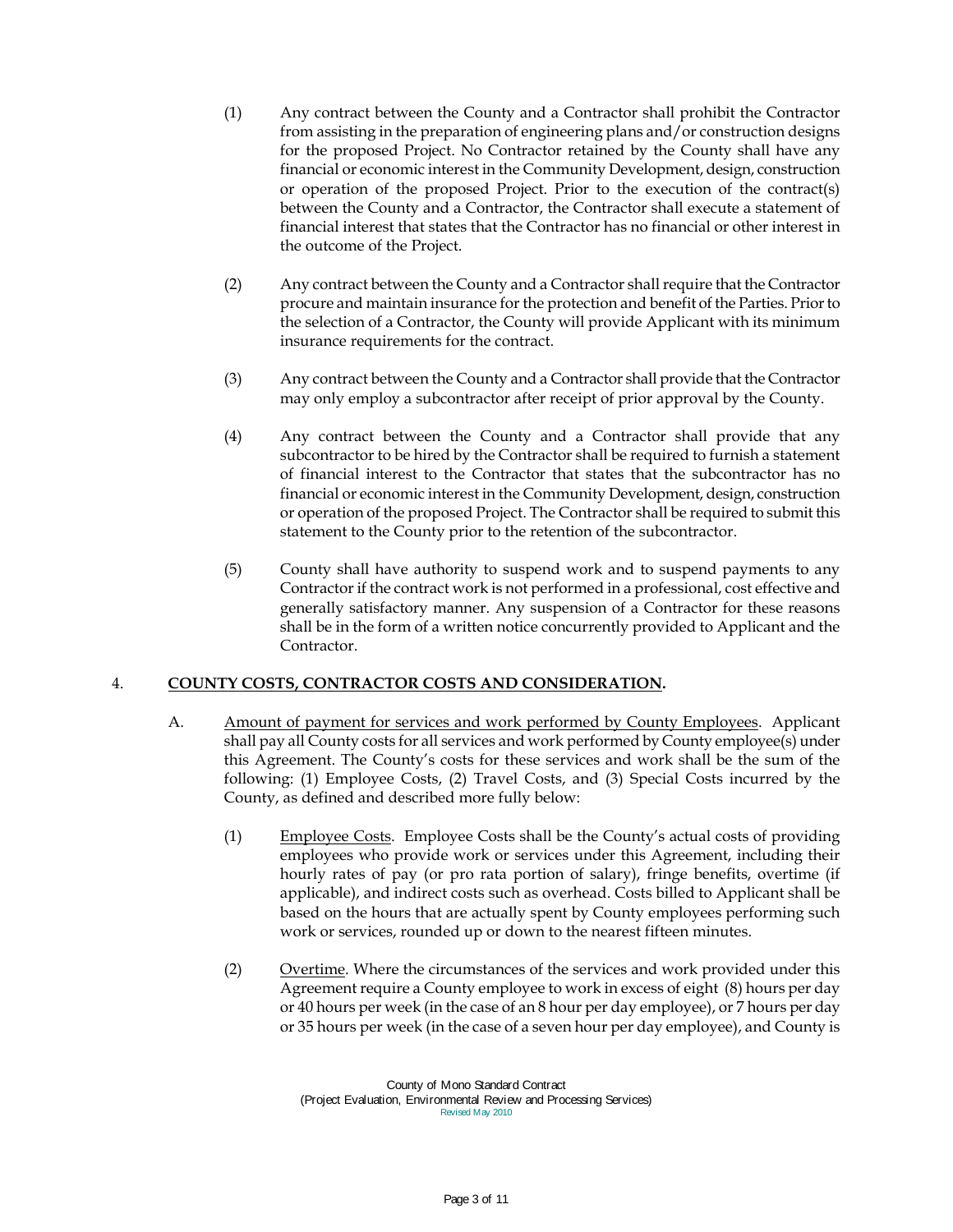(1) Any contract between the County and a Contractor shall prohibit the Contractor from assisting in the preparation of engineering plans and/or construction designs for the proposed Project. No Contractor retained by the County shall have any financial or economic interest in the Community Development, design, construction or operation of the proposed Project. Prior to the execution of the contract(s) between the County and a Contractor, the Contractor shall execute a statement of financial interest that states that the Contractor has no financial or other interest in the outcome of the Project.

(2) Any contract between the County and a Contractor shall require that the Contractor procure and maintain insurance for the protection and benefit of the Parties. Prior to the selection of a Contractor, the County will provide Applicant with its minimum insurance requirements for the contract.

(3) Any contract between the County and a Contractor shall provide that the Contractor may only employ a subcontractor after receipt of prior approval by the County.

(4) Any contract between the County and a Contractor shall provide that any subcontractor to be hired by the Contractor shall be required to furnish a statement of financial interest to the Contractor that states that the subcontractor has no financial or economic interest in the Community Development, design, construction or operation of the proposed Project. The Contractor shall be required to submit this statement to the County prior to the retention of the subcontractor.

(5) County shall have authority to suspend work and to suspend payments to any Contractor if the contract work is not performed in a professional, cost effective and generally satisfactory manner. Any suspension of a Contractor for these reasons shall be in the form of a written notice concurrently provided to Applicant and the Contractor.

4. **COUNTY COSTS, CONTRACTOR COSTS AND CONSIDERATION.**

A. Amount of payment for services and work performed by County Employees. Applicant shall pay all County costs for all services and work performed by County employee(s) under this Agreement. The County's costs for these services and work shall be the sum of the following: (1) Employee Costs, (2) Travel Costs, and (3) Special Costs incurred by the County, as defined and described more fully below:

(1) Employee Costs. Employee Costs shall be the County's actual costs of providing employees who provide work or services under this Agreement, including their hourly rates of pay (or pro rata portion of salary), fringe benefits, overtime (if applicable), and indirect costs such as overhead. Costs billed to Applicant shall be based on the hours that are actually spent by County employees performing such work or services, rounded up or down to the nearest fifteen minutes.

(2) Overtime. Where the circumstances of the services and work provided under this Agreement require a County employee to work in excess of eight (8) hours per day or 40 hours per week (in the case of an 8 hour per day employee), or 7 hours per day or 35 hours per week (in the case of a seven hour per day employee), and County is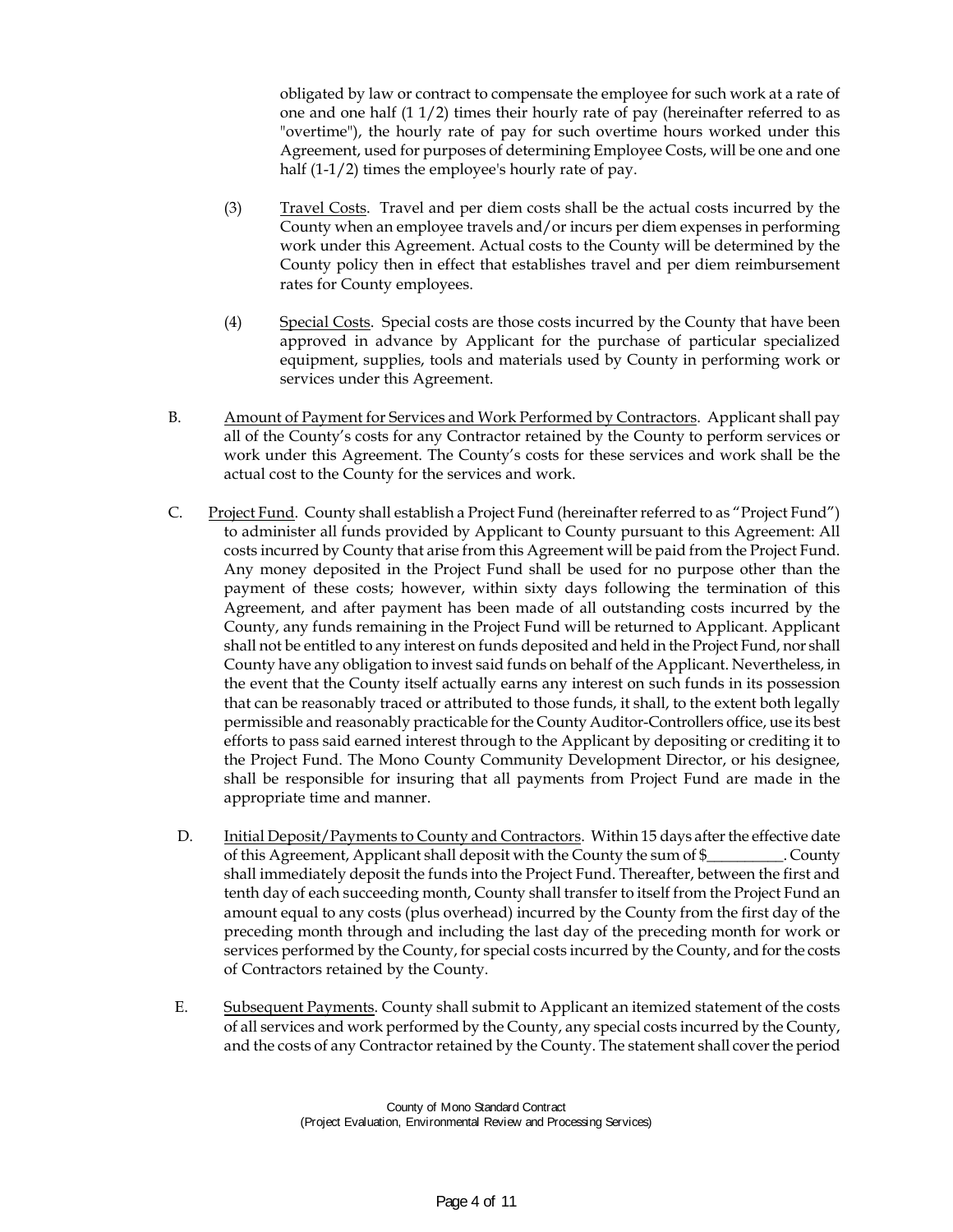obligated by law or contract to compensate the employee for such work at a rate of one and one half (1 1/2) times their hourly rate of pay (hereinafter referred to as "overtime"), the hourly rate of pay for such overtime hours worked under this Agreement, used for purposes of determining Employee Costs, will be one and one half (1-1/2) times the employee's hourly rate of pay.

(3) Travel Costs. Travel and per diem costs shall be the actual costs incurred by the County when an employee travels and/or incurs per diem expenses in performing work under this Agreement. Actual costs to the County will be determined by the County policy then in effect that establishes travel and per diem reimbursement rates for County employees.

(4) Special Costs. Special costs are those costs incurred by the County that have been approved in advance by Applicant for the purchase of particular specialized equipment, supplies, tools and materials used by County in performing work or services under this Agreement.

B. Amount of Payment for Services and Work Performed by Contractors. Applicant shall pay all of the County's costs for any Contractor retained by the County to perform services or work under this Agreement. The County's costs for these services and work shall be the actual cost to the County for the services and work.

C. Project Fund. County shall establish a Project Fund (hereinafter referred to as "Project Fund") to administer all funds provided by Applicant to County pursuant to this Agreement: All costs incurred by County that arise from this Agreement will be paid from the Project Fund. Any money deposited in the Project Fund shall be used for no purpose other than the payment of these costs; however, within sixty days following the termination of this Agreement, and after payment has been made of all outstanding costs incurred by the County, any funds remaining in the Project Fund will be returned to Applicant. Applicant shall not be entitled to any interest on funds deposited and held in the Project Fund, nor shall County have any obligation to invest said funds on behalf of the Applicant. Nevertheless, in the event that the County itself actually earns any interest on such funds in its possession that can be reasonably traced or attributed to those funds, it shall, to the extent both legally permissible and reasonably practicable for the County Auditor-Controllers office, use its best efforts to pass said earned interest through to the Applicant by depositing or crediting it to the Project Fund. The Mono County Community Development Director, or his designee, shall be responsible for insuring that all payments from Project Fund are made in the appropriate time and manner.

D. Initial Deposit/Payments to County and Contractors. Within 15 days after the effective date of this Agreement, Applicant shall deposit with the County the sum of $__________. County shall immediately deposit the funds into the Project Fund. Thereafter, between the first and tenth day of each succeeding month, County shall transfer to itself from the Project Fund an amount equal to any costs (plus overhead) incurred by the County from the first day of the preceding month through and including the last day of the preceding month for work or services performed by the County, for special costs incurred by the County, and for the costs of Contractors retained by the County.

E. Subsequent Payments. County shall submit to Applicant an itemized statement of the costs of all services and work performed by the County, any special costs incurred by the County, and the costs of any Contractor retained by the County. The statement shall cover the period

County of Mono Standard Contract
(Project Evaluation, Environmental Review and Processing Services)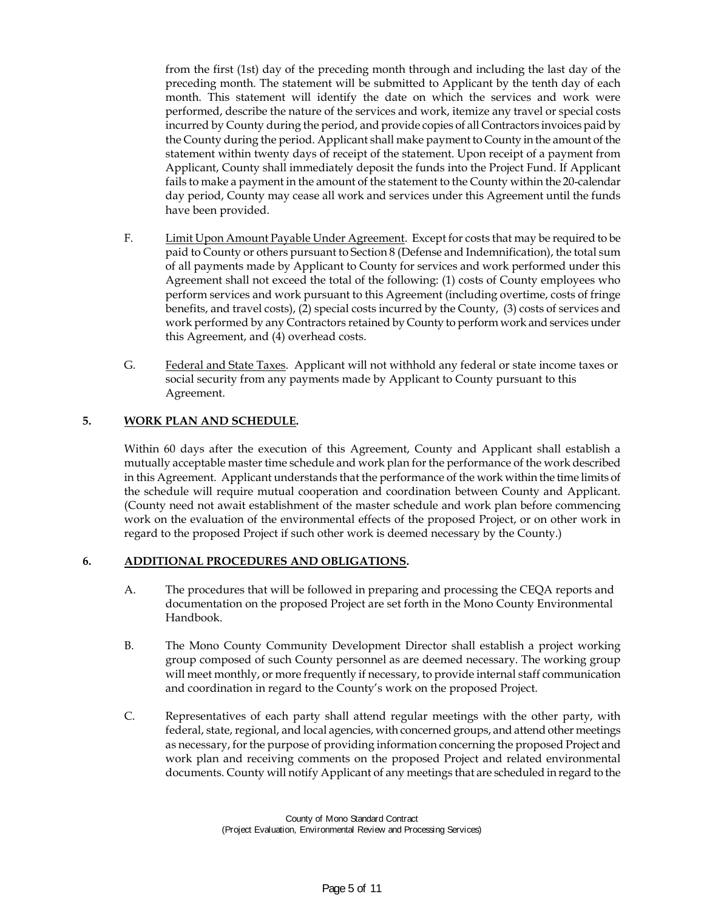from the first (1st) day of the preceding month through and including the last day of the preceding month. The statement will be submitted to Applicant by the tenth day of each month. This statement will identify the date on which the services and work were performed, describe the nature of the services and work, itemize any travel or special costs incurred by County during the period, and provide copies of all Contractors invoices paid by the County during the period. Applicant shall make payment to County in the amount of the statement within twenty days of receipt of the statement. Upon receipt of a payment from Applicant, County shall immediately deposit the funds into the Project Fund. If Applicant fails to make a payment in the amount of the statement to the County within the 20-calendar day period, County may cease all work and services under this Agreement until the funds have been provided.

F. Limit Upon Amount Payable Under Agreement. Except for costs that may be required to be paid to County or others pursuant to Section 8 (Defense and Indemnification), the total sum of all payments made by Applicant to County for services and work performed under this Agreement shall not exceed the total of the following: (1) costs of County employees who perform services and work pursuant to this Agreement (including overtime, costs of fringe benefits, and travel costs), (2) special costs incurred by the County, (3) costs of services and work performed by any Contractors retained by County to perform work and services under this Agreement, and (4) overhead costs.

G. Federal and State Taxes. Applicant will not withhold any federal or state income taxes or social security from any payments made by Applicant to County pursuant to this Agreement.

**5. WORK PLAN AND SCHEDULE.**

Within 60 days after the execution of this Agreement, County and Applicant shall establish a mutually acceptable master time schedule and work plan for the performance of the work described in this Agreement. Applicant understands that the performance of the work within the time limits of the schedule will require mutual cooperation and coordination between County and Applicant. (County need not await establishment of the master schedule and work plan before commencing work on the evaluation of the environmental effects of the proposed Project, or on other work in regard to the proposed Project if such other work is deemed necessary by the County.)

**6. ADDITIONAL PROCEDURES AND OBLIGATIONS.**

A. The procedures that will be followed in preparing and processing the CEQA reports and documentation on the proposed Project are set forth in the Mono County Environmental Handbook.

B. The Mono County Community Development Director shall establish a project working group composed of such County personnel as are deemed necessary. The working group will meet monthly, or more frequently if necessary, to provide internal staff communication and coordination in regard to the County's work on the proposed Project.

C. Representatives of each party shall attend regular meetings with the other party, with federal, state, regional, and local agencies, with concerned groups, and attend other meetings as necessary, for the purpose of providing information concerning the proposed Project and work plan and receiving comments on the proposed Project and related environmental documents. County will notify Applicant of any meetings that are scheduled in regard to the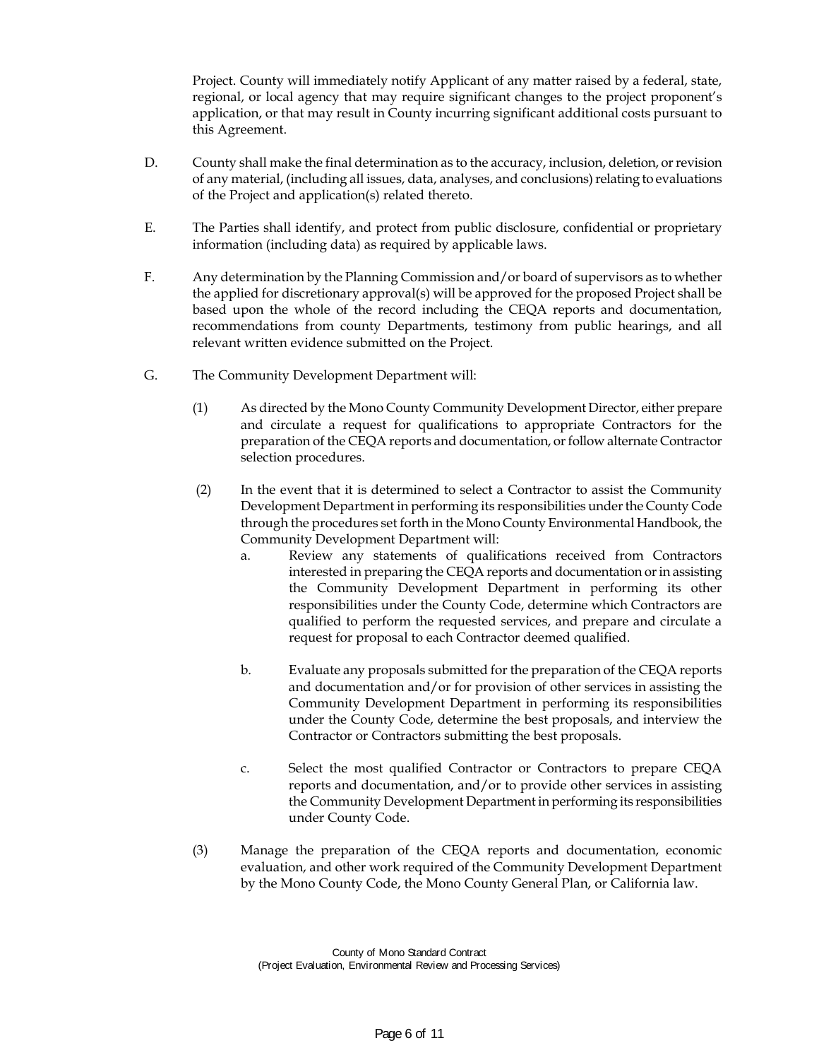Project. County will immediately notify Applicant of any matter raised by a federal, state, regional, or local agency that may require significant changes to the project proponent's application, or that may result in County incurring significant additional costs pursuant to this Agreement.

D. County shall make the final determination as to the accuracy, inclusion, deletion, or revision of any material, (including all issues, data, analyses, and conclusions) relating to evaluations of the Project and application(s) related thereto.

E. The Parties shall identify, and protect from public disclosure, confidential or proprietary information (including data) as required by applicable laws.

F. Any determination by the Planning Commission and/or board of supervisors as to whether the applied for discretionary approval(s) will be approved for the proposed Project shall be based upon the whole of the record including the CEQA reports and documentation, recommendations from county Departments, testimony from public hearings, and all relevant written evidence submitted on the Project.

G. The Community Development Department will:

(1) As directed by the Mono County Community Development Director, either prepare and circulate a request for qualifications to appropriate Contractors for the preparation of the CEQA reports and documentation, or follow alternate Contractor selection procedures.

(2) In the event that it is determined to select a Contractor to assist the Community Development Department in performing its responsibilities under the County Code through the procedures set forth in the Mono County Environmental Handbook, the Community Development Department will:

a. Review any statements of qualifications received from Contractors interested in preparing the CEQA reports and documentation or in assisting the Community Development Department in performing its other responsibilities under the County Code, determine which Contractors are qualified to perform the requested services, and prepare and circulate a request for proposal to each Contractor deemed qualified.

b. Evaluate any proposals submitted for the preparation of the CEQA reports and documentation and/or for provision of other services in assisting the Community Development Department in performing its responsibilities under the County Code, determine the best proposals, and interview the Contractor or Contractors submitting the best proposals.

c. Select the most qualified Contractor or Contractors to prepare CEQA reports and documentation, and/or to provide other services in assisting the Community Development Department in performing its responsibilities under County Code.

(3) Manage the preparation of the CEQA reports and documentation, economic evaluation, and other work required of the Community Development Department by the Mono County Code, the Mono County General Plan, or California law.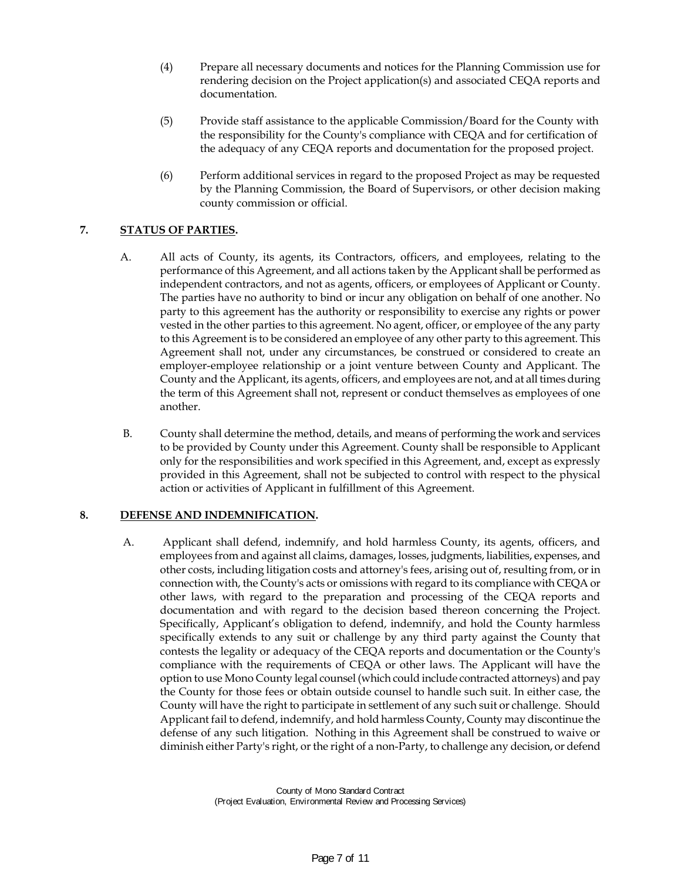(4) Prepare all necessary documents and notices for the Planning Commission use for rendering decision on the Project application(s) and associated CEQA reports and documentation.

(5) Provide staff assistance to the applicable Commission/Board for the County with the responsibility for the County's compliance with CEQA and for certification of the adequacy of any CEQA reports and documentation for the proposed project.

(6) Perform additional services in regard to the proposed Project as may be requested by the Planning Commission, the Board of Supervisors, or other decision making county commission or official.

## 7. STATUS OF PARTIES.

A. All acts of County, its agents, its Contractors, officers, and employees, relating to the performance of this Agreement, and all actions taken by the Applicant shall be performed as independent contractors, and not as agents, officers, or employees of Applicant or County. The parties have no authority to bind or incur any obligation on behalf of one another. No party to this agreement has the authority or responsibility to exercise any rights or power vested in the other parties to this agreement. No agent, officer, or employee of the any party to this Agreement is to be considered an employee of any other party to this agreement. This Agreement shall not, under any circumstances, be construed or considered to create an employer-employee relationship or a joint venture between County and Applicant. The County and the Applicant, its agents, officers, and employees are not, and at all times during the term of this Agreement shall not, represent or conduct themselves as employees of one another.

B. County shall determine the method, details, and means of performing the work and services to be provided by County under this Agreement. County shall be responsible to Applicant only for the responsibilities and work specified in this Agreement, and, except as expressly provided in this Agreement, shall not be subjected to control with respect to the physical action or activities of Applicant in fulfillment of this Agreement.

## 8. DEFENSE AND INDEMNIFICATION.

A. Applicant shall defend, indemnify, and hold harmless County, its agents, officers, and employees from and against all claims, damages, losses, judgments, liabilities, expenses, and other costs, including litigation costs and attorney's fees, arising out of, resulting from, or in connection with, the County's acts or omissions with regard to its compliance with CEQA or other laws, with regard to the preparation and processing of the CEQA reports and documentation and with regard to the decision based thereon concerning the Project. Specifically, Applicant's obligation to defend, indemnify, and hold the County harmless specifically extends to any suit or challenge by any third party against the County that contests the legality or adequacy of the CEQA reports and documentation or the County's compliance with the requirements of CEQA or other laws. The Applicant will have the option to use Mono County legal counsel (which could include contracted attorneys) and pay the County for those fees or obtain outside counsel to handle such suit. In either case, the County will have the right to participate in settlement of any such suit or challenge. Should Applicant fail to defend, indemnify, and hold harmless County, County may discontinue the defense of any such litigation. Nothing in this Agreement shall be construed to waive or diminish either Party's right, or the right of a non-Party, to challenge any decision, or defend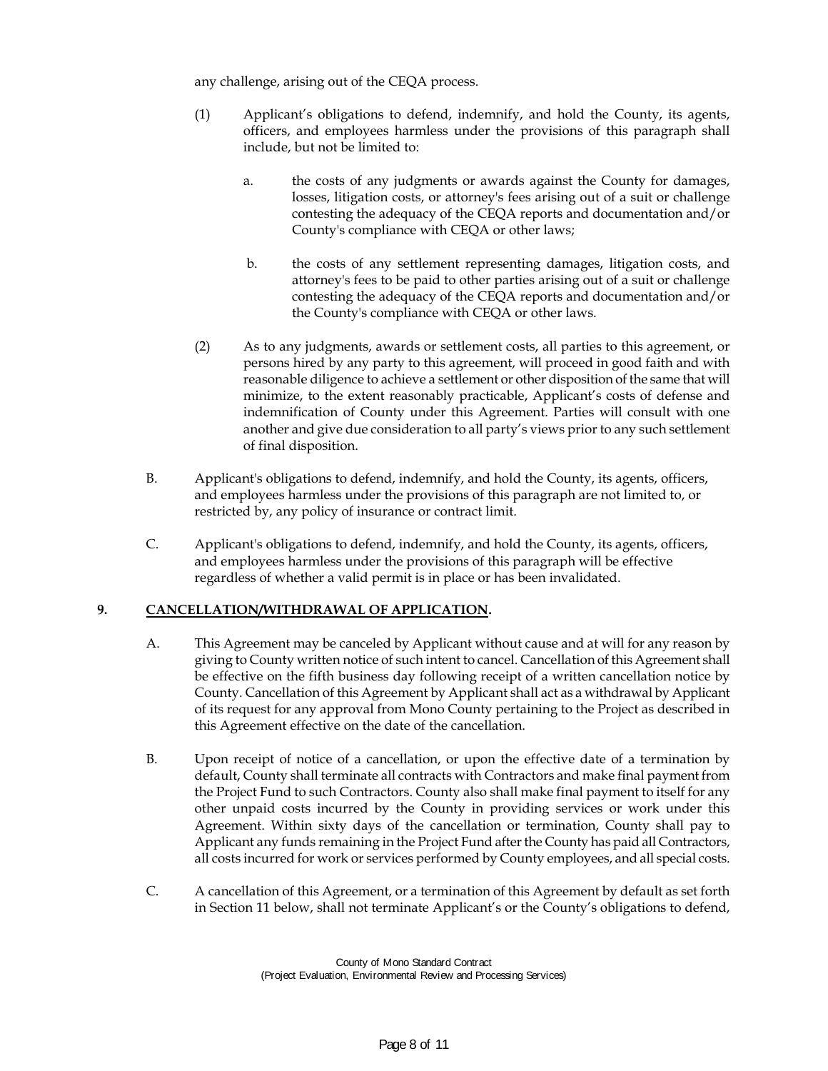any challenge, arising out of the CEQA process.

(1) Applicant's obligations to defend, indemnify, and hold the County, its agents, officers, and employees harmless under the provisions of this paragraph shall include, but not be limited to:

a. the costs of any judgments or awards against the County for damages, losses, litigation costs, or attorney's fees arising out of a suit or challenge contesting the adequacy of the CEQA reports and documentation and/or County's compliance with CEQA or other laws;

b. the costs of any settlement representing damages, litigation costs, and attorney's fees to be paid to other parties arising out of a suit or challenge contesting the adequacy of the CEQA reports and documentation and/or the County's compliance with CEQA or other laws.

(2) As to any judgments, awards or settlement costs, all parties to this agreement, or persons hired by any party to this agreement, will proceed in good faith and with reasonable diligence to achieve a settlement or other disposition of the same that will minimize, to the extent reasonably practicable, Applicant's costs of defense and indemnification of County under this Agreement. Parties will consult with one another and give due consideration to all party's views prior to any such settlement of final disposition.

B. Applicant's obligations to defend, indemnify, and hold the County, its agents, officers, and employees harmless under the provisions of this paragraph are not limited to, or restricted by, any policy of insurance or contract limit.

C. Applicant's obligations to defend, indemnify, and hold the County, its agents, officers, and employees harmless under the provisions of this paragraph will be effective regardless of whether a valid permit is in place or has been invalidated.

## 9. <u>CANCELLATION/WITHDRAWAL OF APPLICATION</u>.

A. This Agreement may be canceled by Applicant without cause and at will for any reason by giving to County written notice of such intent to cancel. Cancellation of this Agreement shall be effective on the fifth business day following receipt of a written cancellation notice by County. Cancellation of this Agreement by Applicant shall act as a withdrawal by Applicant of its request for any approval from Mono County pertaining to the Project as described in this Agreement effective on the date of the cancellation.

B. Upon receipt of notice of a cancellation, or upon the effective date of a termination by default, County shall terminate all contracts with Contractors and make final payment from the Project Fund to such Contractors. County also shall make final payment to itself for any other unpaid costs incurred by the County in providing services or work under this Agreement. Within sixty days of the cancellation or termination, County shall pay to Applicant any funds remaining in the Project Fund after the County has paid all Contractors, all costs incurred for work or services performed by County employees, and all special costs.

C. A cancellation of this Agreement, or a termination of this Agreement by default as set forth in Section 11 below, shall not terminate Applicant's or the County's obligations to defend,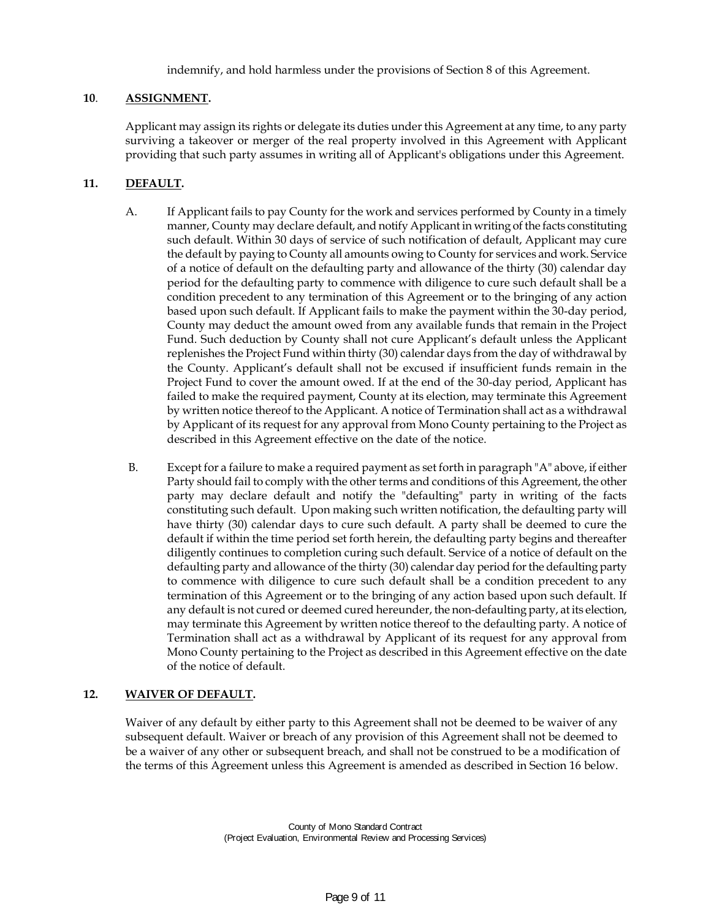indemnify, and hold harmless under the provisions of Section 8 of this Agreement.

**10**. **ASSIGNMENT.**

Applicant may assign its rights or delegate its duties under this Agreement at any time, to any party surviving a takeover or merger of the real property involved in this Agreement with Applicant providing that such party assumes in writing all of Applicant's obligations under this Agreement.

**11. DEFAULT.**

A. If Applicant fails to pay County for the work and services performed by County in a timely manner, County may declare default, and notify Applicant in writing of the facts constituting such default. Within 30 days of service of such notification of default, Applicant may cure the default by paying to County all amounts owing to County for services and work. Service of a notice of default on the defaulting party and allowance of the thirty (30) calendar day period for the defaulting party to commence with diligence to cure such default shall be a condition precedent to any termination of this Agreement or to the bringing of any action based upon such default. If Applicant fails to make the payment within the 30-day period, County may deduct the amount owed from any available funds that remain in the Project Fund. Such deduction by County shall not cure Applicant's default unless the Applicant replenishes the Project Fund within thirty (30) calendar days from the day of withdrawal by the County. Applicant's default shall not be excused if insufficient funds remain in the Project Fund to cover the amount owed. If at the end of the 30-day period, Applicant has failed to make the required payment, County at its election, may terminate this Agreement by written notice thereof to the Applicant. A notice of Termination shall act as a withdrawal by Applicant of its request for any approval from Mono County pertaining to the Project as described in this Agreement effective on the date of the notice.

B. Except for a failure to make a required payment as set forth in paragraph "A" above, if either Party should fail to comply with the other terms and conditions of this Agreement, the other party may declare default and notify the "defaulting" party in writing of the facts constituting such default. Upon making such written notification, the defaulting party will have thirty (30) calendar days to cure such default. A party shall be deemed to cure the default if within the time period set forth herein, the defaulting party begins and thereafter diligently continues to completion curing such default. Service of a notice of default on the defaulting party and allowance of the thirty (30) calendar day period for the defaulting party to commence with diligence to cure such default shall be a condition precedent to any termination of this Agreement or to the bringing of any action based upon such default. If any default is not cured or deemed cured hereunder, the non-defaulting party, at its election, may terminate this Agreement by written notice thereof to the defaulting party. A notice of Termination shall act as a withdrawal by Applicant of its request for any approval from Mono County pertaining to the Project as described in this Agreement effective on the date of the notice of default.

**12. WAIVER OF DEFAULT.**

Waiver of any default by either party to this Agreement shall not be deemed to be waiver of any subsequent default. Waiver or breach of any provision of this Agreement shall not be deemed to be a waiver of any other or subsequent breach, and shall not be construed to be a modification of the terms of this Agreement unless this Agreement is amended as described in Section 16 below.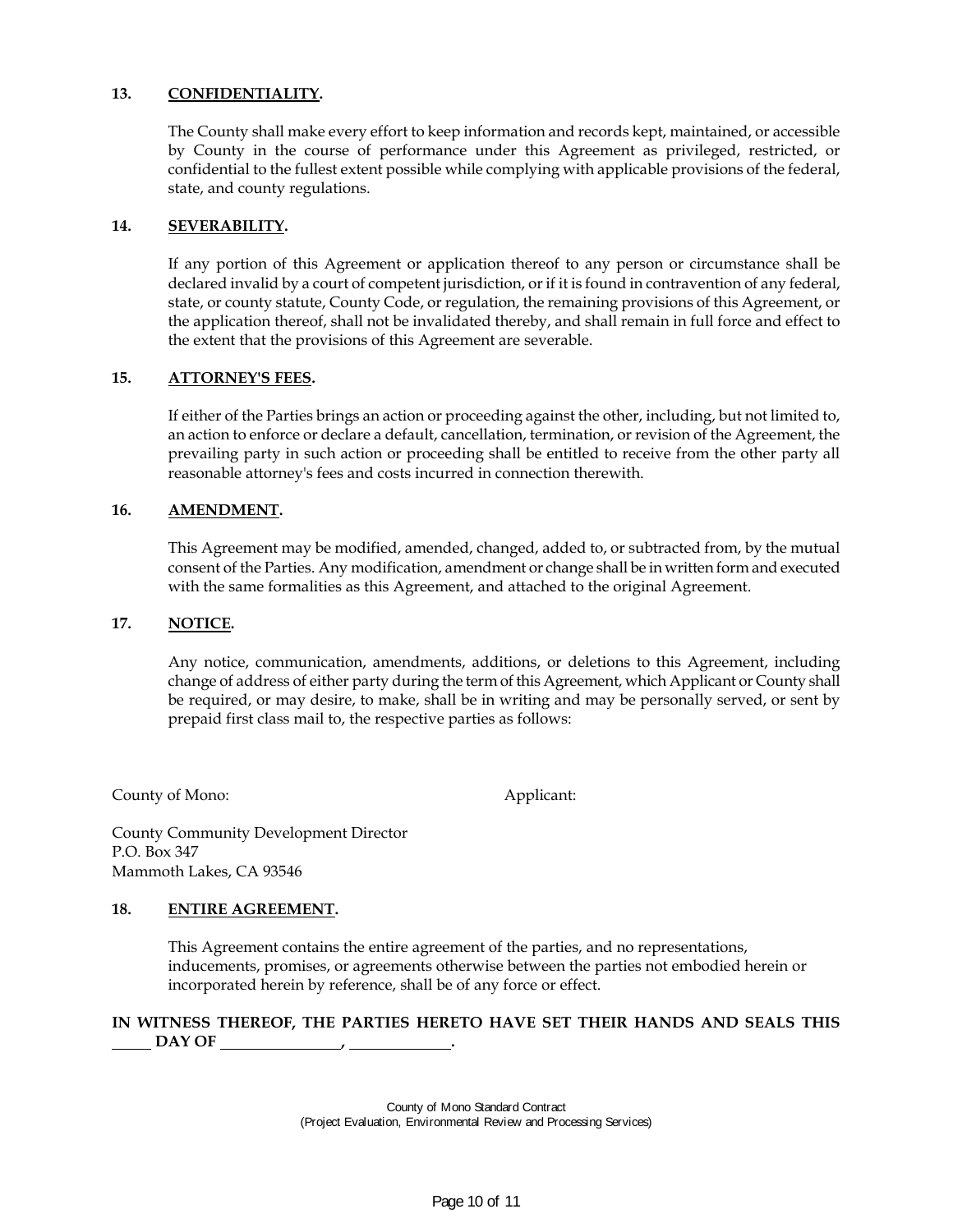**13. CONFIDENTIALITY.**

The County shall make every effort to keep information and records kept, maintained, or accessible by County in the course of performance under this Agreement as privileged, restricted, or confidential to the fullest extent possible while complying with applicable provisions of the federal, state, and county regulations.

**14. SEVERABILITY.**

If any portion of this Agreement or application thereof to any person or circumstance shall be declared invalid by a court of competent jurisdiction, or if it is found in contravention of any federal, state, or county statute, County Code, or regulation, the remaining provisions of this Agreement, or the application thereof, shall not be invalidated thereby, and shall remain in full force and effect to the extent that the provisions of this Agreement are severable.

**15. ATTORNEY'S FEES.**

If either of the Parties brings an action or proceeding against the other, including, but not limited to, an action to enforce or declare a default, cancellation, termination, or revision of the Agreement, the prevailing party in such action or proceeding shall be entitled to receive from the other party all reasonable attorney's fees and costs incurred in connection therewith.

**16. AMENDMENT.**

This Agreement may be modified, amended, changed, added to, or subtracted from, by the mutual consent of the Parties. Any modification, amendment or change shall be in written form and executed with the same formalities as this Agreement, and attached to the original Agreement.

**17. NOTICE.**

Any notice, communication, amendments, additions, or deletions to this Agreement, including change of address of either party during the term of this Agreement, which Applicant or County shall be required, or may desire, to make, shall be in writing and may be personally served, or sent by prepaid first class mail to, the respective parties as follows:

County of Mono:

County Community Development Director
P.O. Box 347
Mammoth Lakes, CA 93546

Applicant:

**18. ENTIRE AGREEMENT.**

This Agreement contains the entire agreement of the parties, and no representations, inducements, promises, or agreements otherwise between the parties not embodied herein or incorporated herein by reference, shall be of any force or effect.

**IN WITNESS THEREOF, THE PARTIES HERETO HAVE SET THEIR HANDS AND SEALS THIS \_\_\_\_\_ DAY OF \_\_\_\_\_\_\_\_\_\_\_\_\_\_\_\_, \_\_\_\_\_\_\_\_\_\_\_\_\_.**

County of Mono Standard Contract
(Project Evaluation, Environmental Review and Processing Services)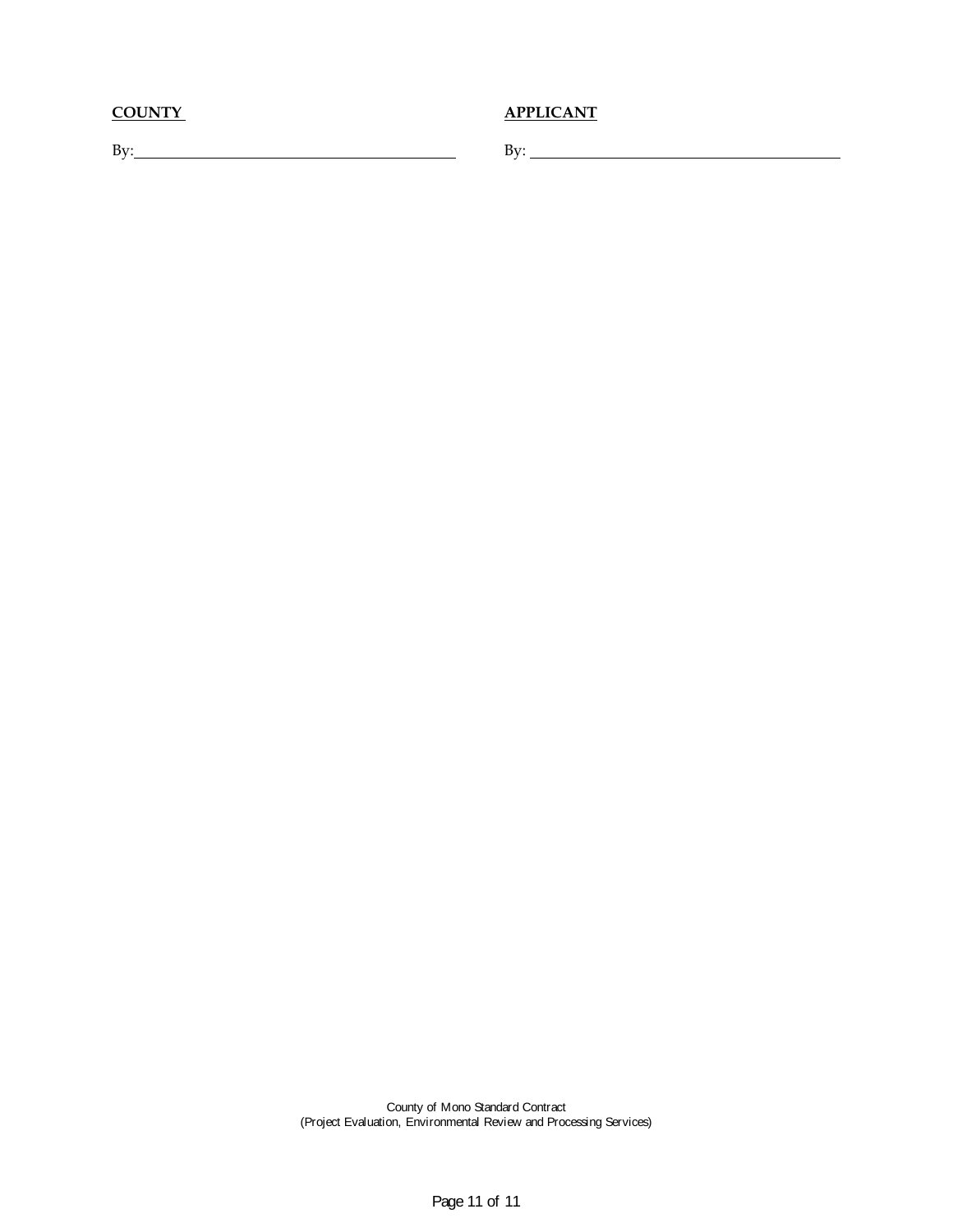**COUNTY**

By: ______________________________

**APPLICANT**

By: ______________________________

County of Mono Standard Contract
(Project Evaluation, Environmental Review and Processing Services)